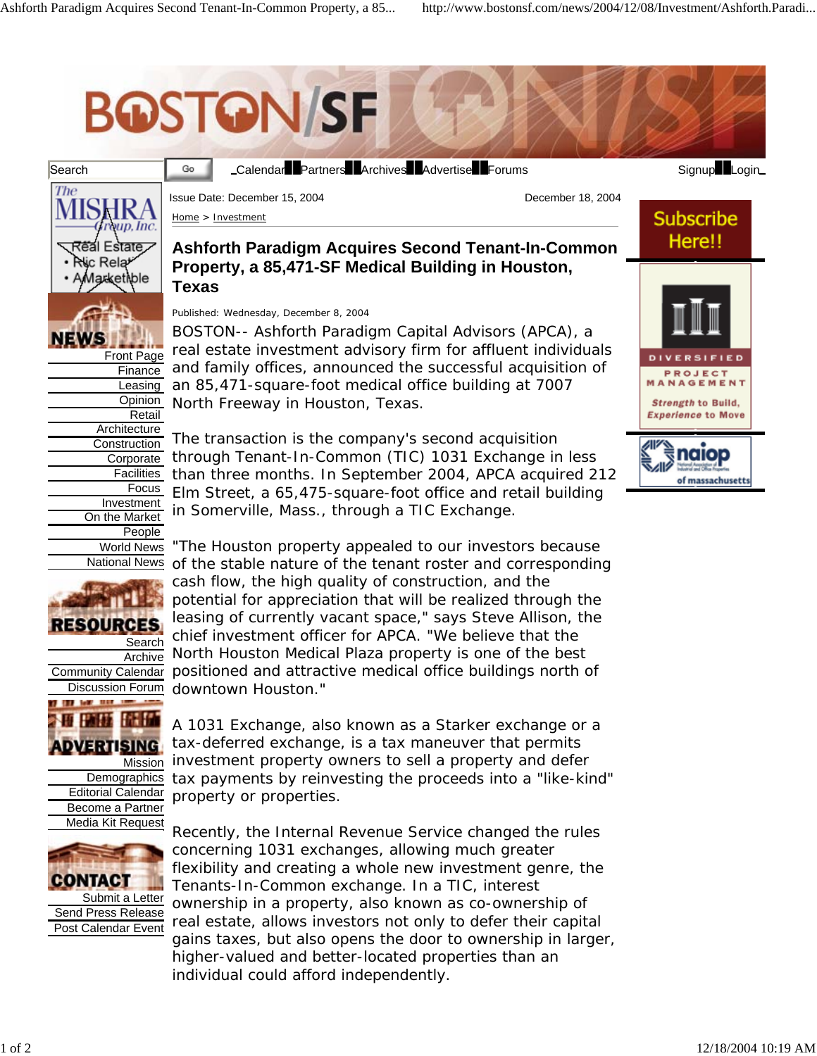Issue Date: December 15, 2004

December 18, 2004

Home > Investment

# Ashforth Paradigm Acquires Second Tenant-In-Common Property, a 85,471-SF Medical Building in Houston, Texas

Published: Wednesday, December 8, 2004

BOSTON-- Ashforth Paradigm Capital Advisors (APCA), a real estate investment advisory firm for affluent individuals and family offices, announced the successful acquisition of an 85,471-square-foot medical office building at 7007 North Freeway in Houston, Texas.

The transaction is the company's second acquisition through Tenant-In-Common (TIC) 1031 Exchange in less than three months. In September 2004, APCA acquired 212 Elm Street, a 65,475-square-foot office and retail building in Somerville, Mass., through a TIC Exchange.

"The Houston property appealed to our investors because of the stable nature of the tenant roster and corresponding cash flow, the high quality of construction, and the potential for appreciation that will be realized through the leasing of currently vacant space," says Steve Allison, the chief investment officer for APCA. "We believe that the North Houston Medical Plaza property is one of the best positioned and attractive medical office buildings north of downtown Houston."

A 1031 Exchange, also known as a Starker exchange or a tax-deferred exchange, is a tax maneuver that permits investment property owners to sell a property and defer tax payments by reinvesting the proceeds into a "like-kind" property or properties.

Recently, the Internal Revenue Service changed the rules concerning 1031 exchanges, allowing much greater flexibility and creating a whole new investment genre, the Tenants-In-Common exchange. In a TIC, interest ownership in a property, also known as co-ownership of real estate, allows investors not only to defer their capital gains taxes, but also opens the door to ownership in larger, higher-valued and better-located properties than an individual could afford independently.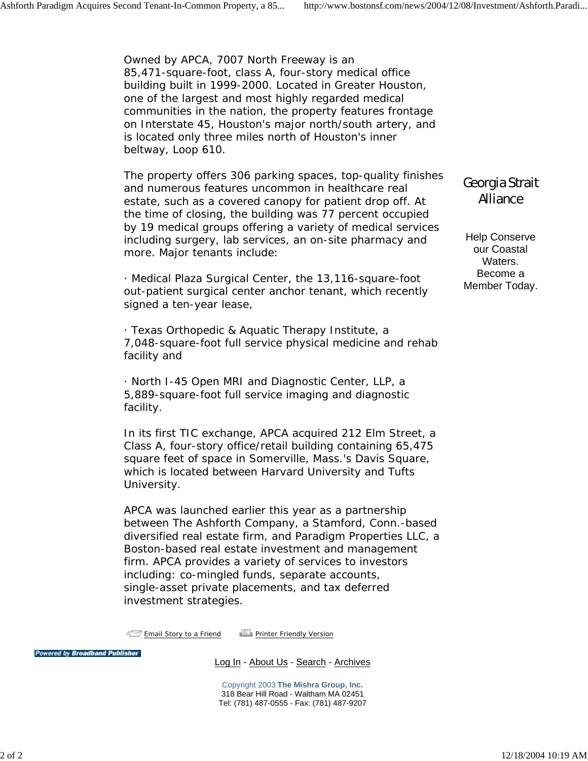Owned by APCA, 7007 North Freeway is an 85,471-square-foot, class A, four-story medical office building built in 1999-2000. Located in Greater Houston, one of the largest and most highly regarded medical communities in the nation, the property features frontage on Interstate 45, Houston's major north/south artery, and is located only three miles north of Houston's inner beltway, Loop 610.

The property offers 306 parking spaces, top-quality finishes and numerous features uncommon in healthcare real estate, such as a covered canopy for patient drop off. At the time of closing, the building was 77 percent occupied by 19 medical groups offering a variety of medical services including surgery, lab services, an on-site pharmacy and more. Major tenants include:

· Medical Plaza Surgical Center, the 13,116-square-foot out-patient surgical center anchor tenant, which recently signed a ten-year lease,

· Texas Orthopedic & Aquatic Therapy Institute, a 7,048-square-foot full service physical medicine and rehab facility and

· North I-45 Open MRI and Diagnostic Center, LLP, a 5,889-square-foot full service imaging and diagnostic facility.

In its first TIC exchange, APCA acquired 212 Elm Street, a Class A, four-story office/retail building containing 65,475 square feet of space in Somerville, Mass.'s Davis Square, which is located between Harvard University and Tufts University.

APCA was launched earlier this year as a partnership between The Ashforth Company, a Stamford, Conn.-based diversified real estate firm, and Paradigm Properties LLC, a Boston-based real estate investment and management firm. APCA provides a variety of services to investors including: co-mingled funds, separate accounts, single-asset private placements, and tax deferred investment strategies.

Georgia Strait Alliance

Help Conserve our Coastal Waters. Become a Member Today.

Email Story to a Friend    Printer Friendly Version

Powered by Broadband Publisher

Log In - About Us - Search - Archives

Copyright 2003 **The Mishra Group, Inc.**
318 Bear Hill Road - Waltham MA 02451
Tel: (781) 487-0555 - Fax: (781) 487-9207